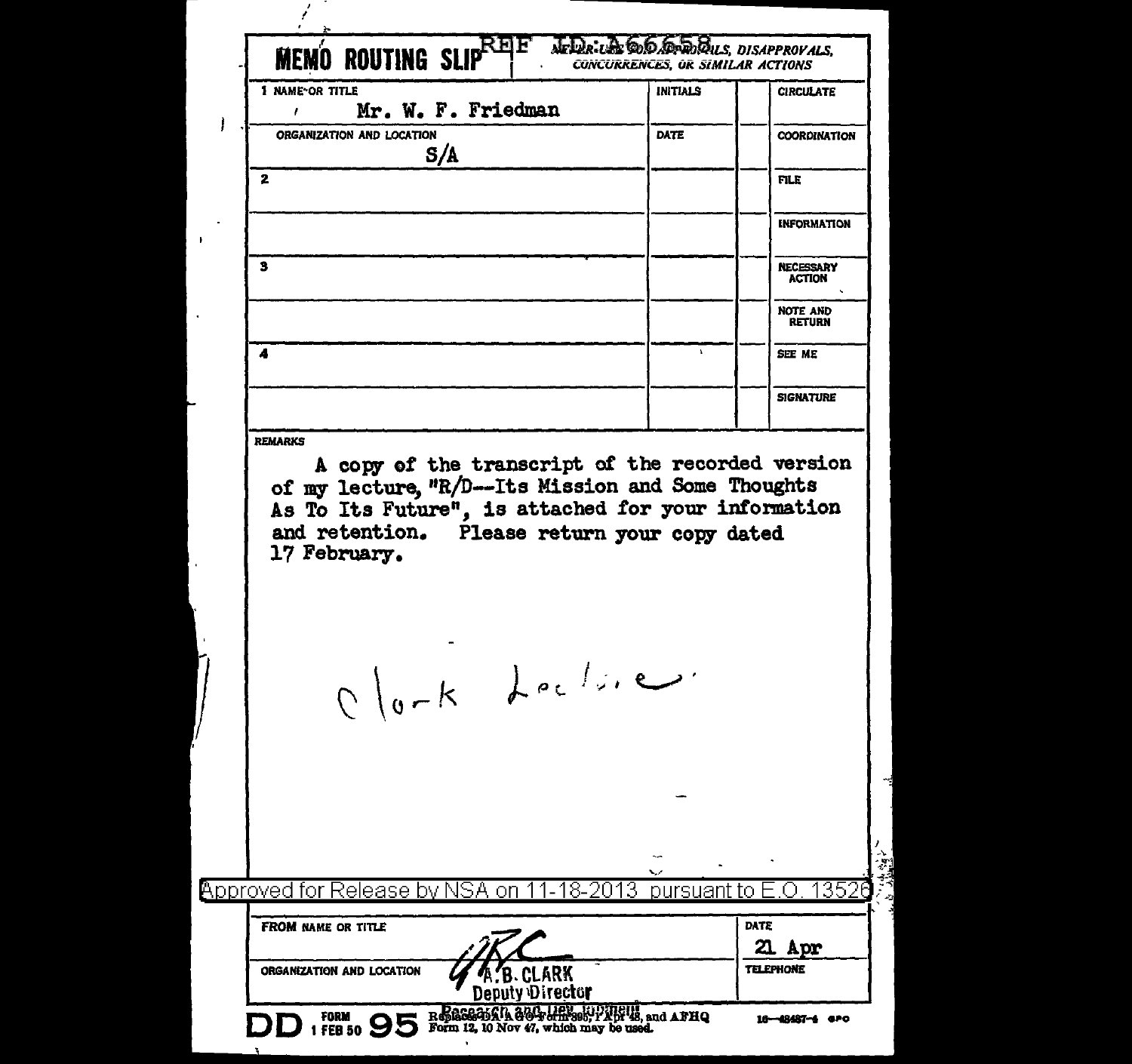# MEMO ROUTING SLIP

REF ID:A66658

NEVER USE FOR APPROVALS, DISAPPROVALS, CONCURRENCES, OR SIMILAR ACTIONS

| | INITIALS | | |
|---|---|---|---|
| 1 NAME OR TITLE<br>Mr. W. F. Friedman | INITIALS | | CIRCULATE |
| ORGANIZATION AND LOCATION<br>S/A | DATE | | COORDINATION |
| 2 | | | FILE |
| | | | INFORMATION |
| 3 | | | NECESSARY ACTION |
| | | | NOTE AND RETURN |
| 4 | | | SEE ME |
| | | | SIGNATURE |

REMARKS

A copy of the transcript of the recorded version of my lecture, "R/D--Its Mission and Some Thoughts As To Its Future", is attached for your information and retention. Please return your copy dated 17 February.

Clark Lecture.

Approved for Release by NSA on 11-18-2013 pursuant to E.O. 13526

| FROM NAME OR TITLE | DATE |
|---|---|
| A. B. CLARK | 21 Apr |
| ORGANIZATION AND LOCATION<br>Deputy Director<br>Research and Development | TELEPHONE |

DD FORM 1 FEB 50 95 Replaces DA AGO Form 895, 1 Apr 48, and AFHQ Form 12, 10 Nov 47, which may be used. 16—48487-4 GPO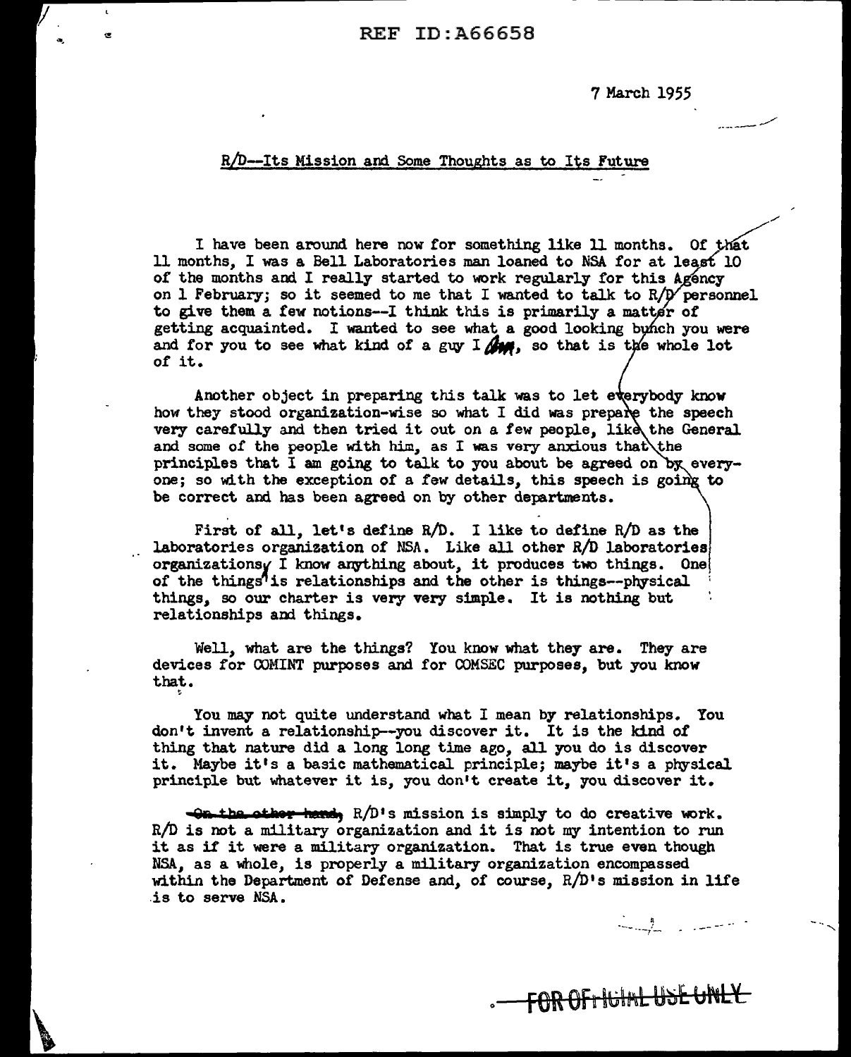7 March 1955

## R/D--Its Mission and Some Thoughts as to Its Future

I have been around here now for something like 11 months. Of that 11 months, I was a Bell Laboratories man loaned to NSA for at least 10 of the months and I really started to work regularly for this Agency on 1 February; so it seemed to me that I wanted to talk to R/D personnel to give them a few notions--I think this is primarily a matter of getting acquainted. I wanted to see what a good looking bunch you were and for you to see what kind of a guy I am, so that is the whole lot of it.

Another object in preparing this talk was to let everybody know how they stood organization-wise so what I did was prepare the speech very carefully and then tried it out on a few people, like the General and some of the people with him, as I was very anxious that the principles that I am going to talk to you about be agreed on by everyone; so with the exception of a few details, this speech is going to be correct and has been agreed on by other departments.

First of all, let's define R/D. I like to define R/D as the laboratories organization of NSA. Like all other R/D laboratories organizations I know anything about, it produces two things. One of the things is relationships and the other is things--physical things, so our charter is very very simple. It is nothing but relationships and things.

Well, what are the things? You know what they are. They are devices for COMINT purposes and for COMSEC purposes, but you know that.

You may not quite understand what I mean by relationships. You don't invent a relationship--you discover it. It is the kind of thing that nature did a long long time ago, all you do is discover it. Maybe it's a basic mathematical principle; maybe it's a physical principle but whatever it is, you don't create it, you discover it.

~~On the other hand,~~ R/D's mission is simply to do creative work. R/D is not a military organization and it is not my intention to run it as if it were a military organization. That is true even though NSA, as a whole, is properly a military organization encompassed within the Department of Defense and, of course, R/D's mission in life is to serve NSA.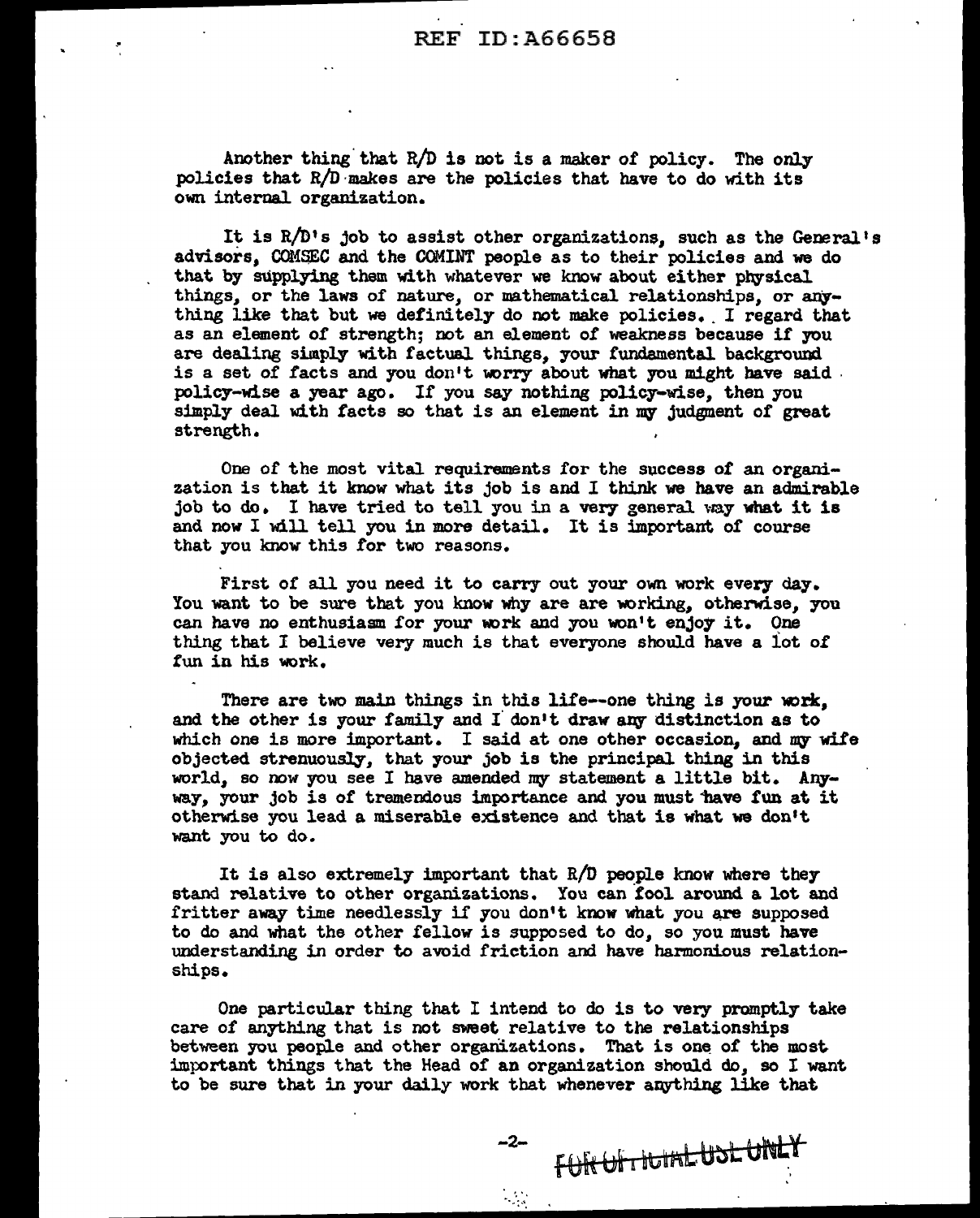Another thing that R/D is not is a maker of policy. The only policies that R/D makes are the policies that have to do with its own internal organization.

It is R/D's job to assist other organizations, such as the General's advisors, COMSEC and the COMINT people as to their policies and we do that by supplying them with whatever we know about either physical things, or the laws of nature, or mathematical relationships, or anything like that but we definitely do not make policies. I regard that as an element of strength; not an element of weakness because if you are dealing simply with factual things, your fundamental background is a set of facts and you don't worry about what you might have said policy-wise a year ago. If you say nothing policy-wise, then you simply deal with facts so that is an element in my judgment of great strength.

One of the most vital requirements for the success of an organization is that it know what its job is and I think we have an admirable job to do. I have tried to tell you in a very general way what it is and now I will tell you in more detail. It is important of course that you know this for two reasons.

First of all you need it to carry out your own work every day. You want to be sure that you know why are are working, otherwise, you can have no enthusiasm for your work and you won't enjoy it. One thing that I believe very much is that everyone should have a lot of fun in his work.

There are two main things in this life--one thing is your work, and the other is your family and I don't draw any distinction as to which one is more important. I said at one other occasion, and my wife objected strenuously, that your job is the principal thing in this world, so now you see I have amended my statement a little bit. Anyway, your job is of tremendous importance and you must have fun at it otherwise you lead a miserable existence and that is what we don't want you to do.

It is also extremely important that R/D people know where they stand relative to other organizations. You can fool around a lot and fritter away time needlessly if you don't know what you are supposed to do and what the other fellow is supposed to do, so you must have understanding in order to avoid friction and have harmonious relationships.

One particular thing that I intend to do is to very promptly take care of anything that is not sweet relative to the relationships between you people and other organizations. That is one of the most important things that the Head of an organization should do, so I want to be sure that in your daily work that whenever anything like that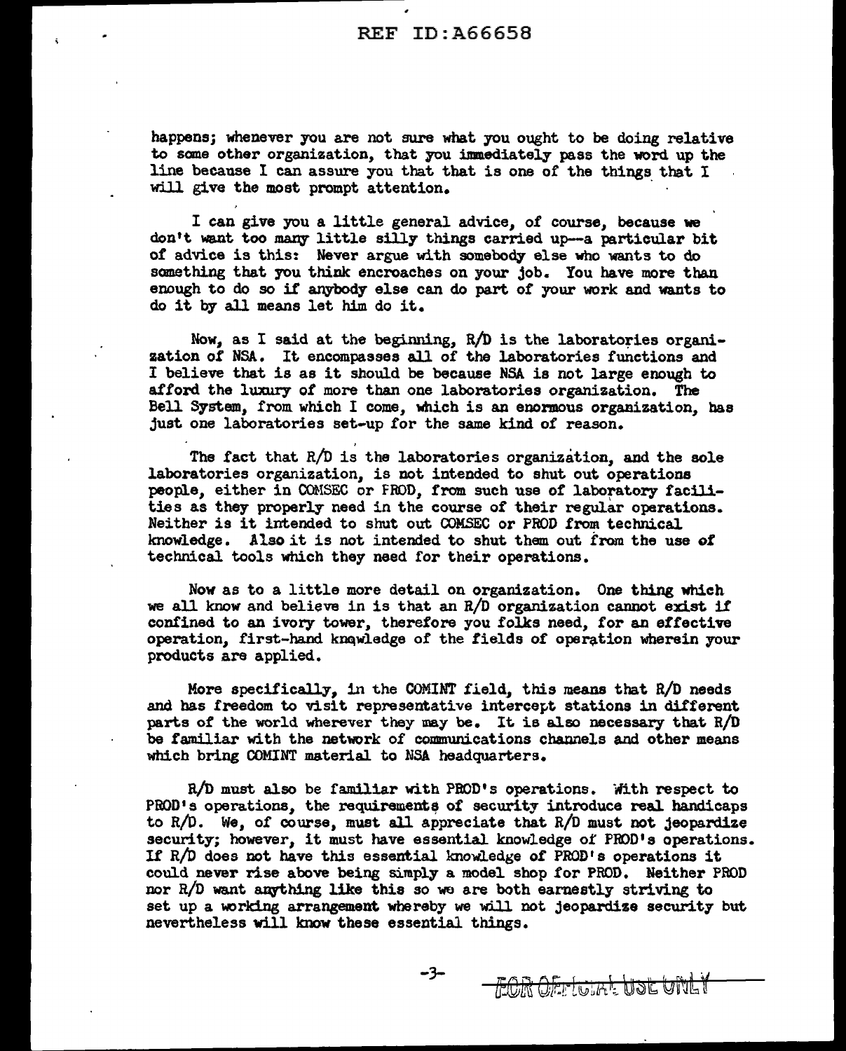happens; whenever you are not sure what you ought to be doing relative to some other organization, that you immediately pass the word up the line because I can assure you that that is one of the things that I will give the most prompt attention.

I can give you a little general advice, of course, because we don't want too many little silly things carried up--a particular bit of advice is this: Never argue with somebody else who wants to do something that you think encroaches on your job. You have more than enough to do so if anybody else can do part of your work and wants to do it by all means let him do it.

Now, as I said at the beginning, R/D is the laboratories organization of NSA. It encompasses all of the laboratories functions and I believe that is as it should be because NSA is not large enough to afford the luxury of more than one laboratories organization. The Bell System, from which I come, which is an enormous organization, has just one laboratories set-up for the same kind of reason.

The fact that R/D is the laboratories organization, and the sole laboratories organization, is not intended to shut out operations people, either in COMSEC or PROD, from such use of laboratory facilities as they properly need in the course of their regular operations. Neither is it intended to shut out COMSEC or PROD from technical knowledge. Also it is not intended to shut them out from the use of technical tools which they need for their operations.

Now as to a little more detail on organization. One thing which we all know and believe in is that an R/D organization cannot exist if confined to an ivory tower, therefore you folks need, for an effective operation, first-hand knowledge of the fields of operation wherein your products are applied.

More specifically, in the COMINT field, this means that R/D needs and has freedom to visit representative intercept stations in different parts of the world wherever they may be. It is also necessary that R/D be familiar with the network of communications channels and other means which bring COMINT material to NSA headquarters.

R/D must also be familiar with PROD's operations. With respect to PROD's operations, the requirements of security introduce real handicaps to R/D. We, of course, must all appreciate that R/D must not jeopardize security; however, it must have essential knowledge of PROD's operations. If R/D does not have this essential knowledge of PROD's operations it could never rise above being simply a model shop for PROD. Neither PROD nor R/D want anything like this so we are both earnestly striving to set up a working arrangement whereby we will not jeopardize security but nevertheless will know these essential things.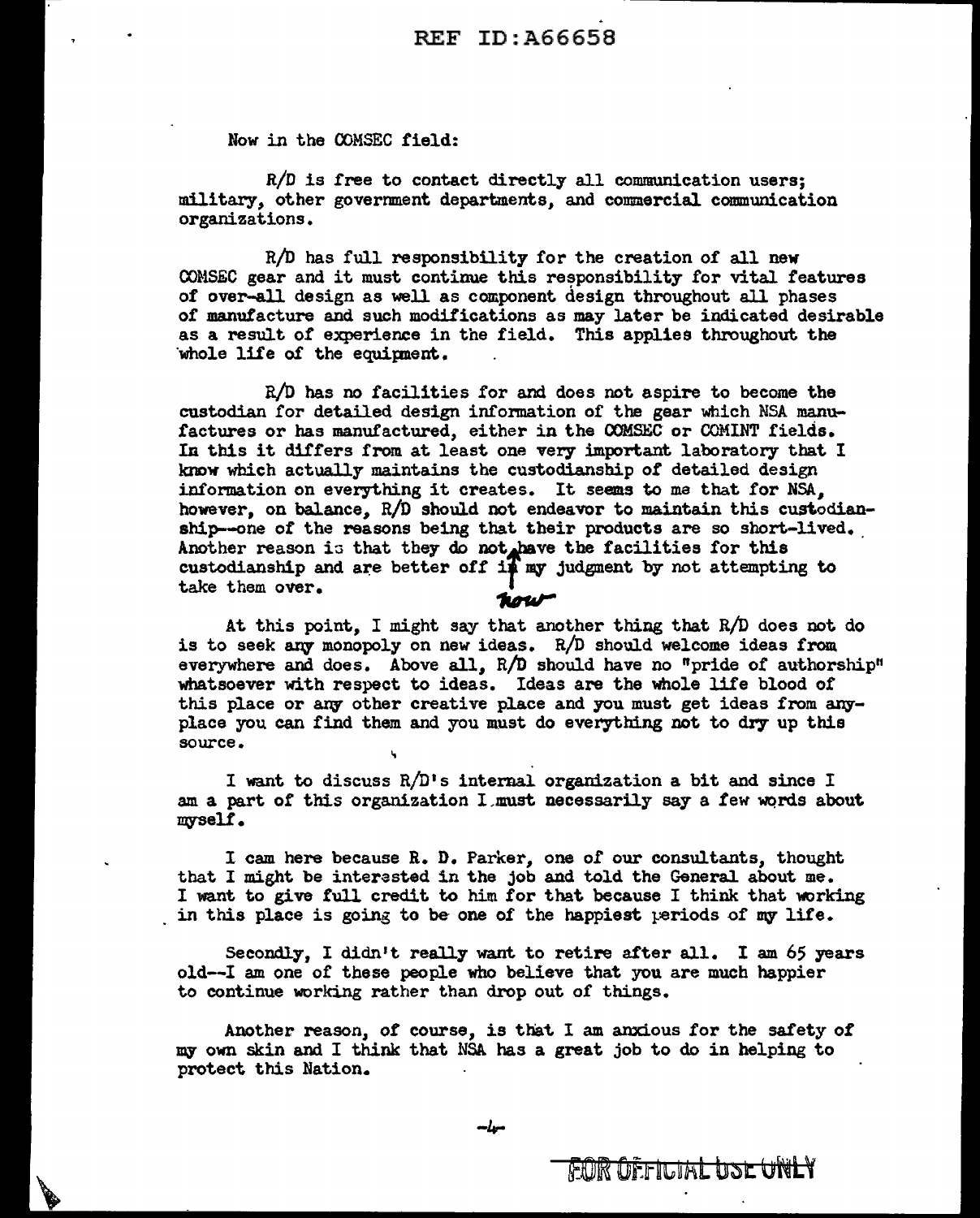Now in the COMSEC field:

R/D is free to contact directly all communication users; military, other government departments, and commercial communication organizations.

R/D has full responsibility for the creation of all new COMSEC gear and it must continue this responsibility for vital features of over-all design as well as component design throughout all phases of manufacture and such modifications as may later be indicated desirable as a result of experience in the field. This applies throughout the whole life of the equipment.

R/D has no facilities for and does not aspire to become the custodian for detailed design information of the gear which NSA manufactures or has manufactured, either in the COMSEC or COMINT fields. In this it differs from at least one very important laboratory that I know which actually maintains the custodianship of detailed design information on everything it creates. It seems to me that for NSA, however, on balance, R/D should not endeavor to maintain this custodianship--one of the reasons being that their products are so short-lived. Another reason is that they do not now have the facilities for this custodianship and are better off in my judgment by not attempting to take them over.

At this point, I might say that another thing that R/D does not do is to seek any monopoly on new ideas. R/D should welcome ideas from everywhere and does. Above all, R/D should have no "pride of authorship" whatsoever with respect to ideas. Ideas are the whole life blood of this place or any other creative place and you must get ideas from anyplace you can find them and you must do everything not to dry up this source.

I want to discuss R/D's internal organization a bit and since I am a part of this organization I must necessarily say a few words about myself.

I cam here because R. D. Parker, one of our consultants, thought that I might be interested in the job and told the General about me. I want to give full credit to him for that because I think that working in this place is going to be one of the happiest periods of my life.

Secondly, I didn't really want to retire after all. I am 65 years old--I am one of these people who believe that you are much happier to continue working rather than drop out of things.

Another reason, of course, is that I am anxious for the safety of my own skin and I think that NSA has a great job to do in helping to protect this Nation.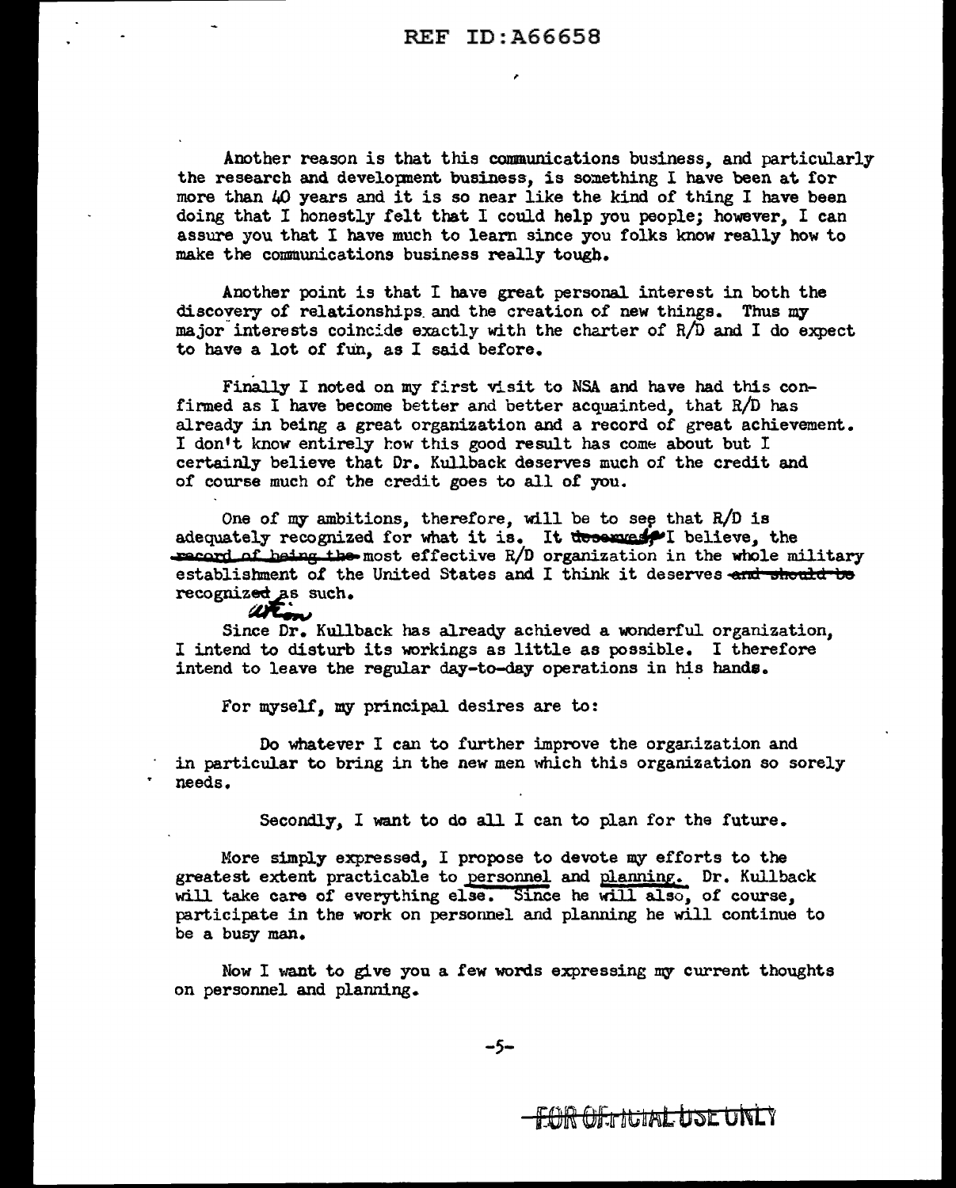Another reason is that this communications business, and particularly the research and development business, is something I have been at for more than 40 years and it is so near like the kind of thing I have been doing that I honestly felt that I could help you people; however, I can assure you that I have much to learn since you folks know really how to make the communications business really tough.

Another point is that I have great personal interest in both the discovery of relationships and the creation of new things. Thus my major interests coincide exactly with the charter of R/D and I do expect to have a lot of fun, as I said before.

Finally I noted on my first visit to NSA and have had this confirmed as I have become better and better acquainted, that R/D has already in being a great organization and a record of great achievement. I don't know entirely how this good result has come about but I certainly believe that Dr. Kullback deserves much of the credit and of course much of the credit goes to all of you.

One of my ambitions, therefore, will be to see that R/D is adequately recognized for what it is. It ~~deserves~~ is, I believe, the ~~record of being the~~ most effective R/D organization in the whole military establishment of the United States and I think it deserves ~~and should be~~ recogniz~~ed~~ation as such.

Since Dr. Kullback has already achieved a wonderful organization, I intend to disturb its workings as little as possible. I therefore intend to leave the regular day-to-day operations in his hands.

For myself, my principal desires are to:

Do whatever I can to further improve the organization and in particular to bring in the new men which this organization so sorely needs.

Secondly, I want to do all I can to plan for the future.

More simply expressed, I propose to devote my efforts to the greatest extent practicable to <u>personnel</u> and <u>planning</u>. Dr. Kullback will take care of everything else. Since he will also, of course, participate in the work on personnel and planning he will continue to be a busy man.

Now I want to give you a few words expressing my current thoughts on personnel and planning.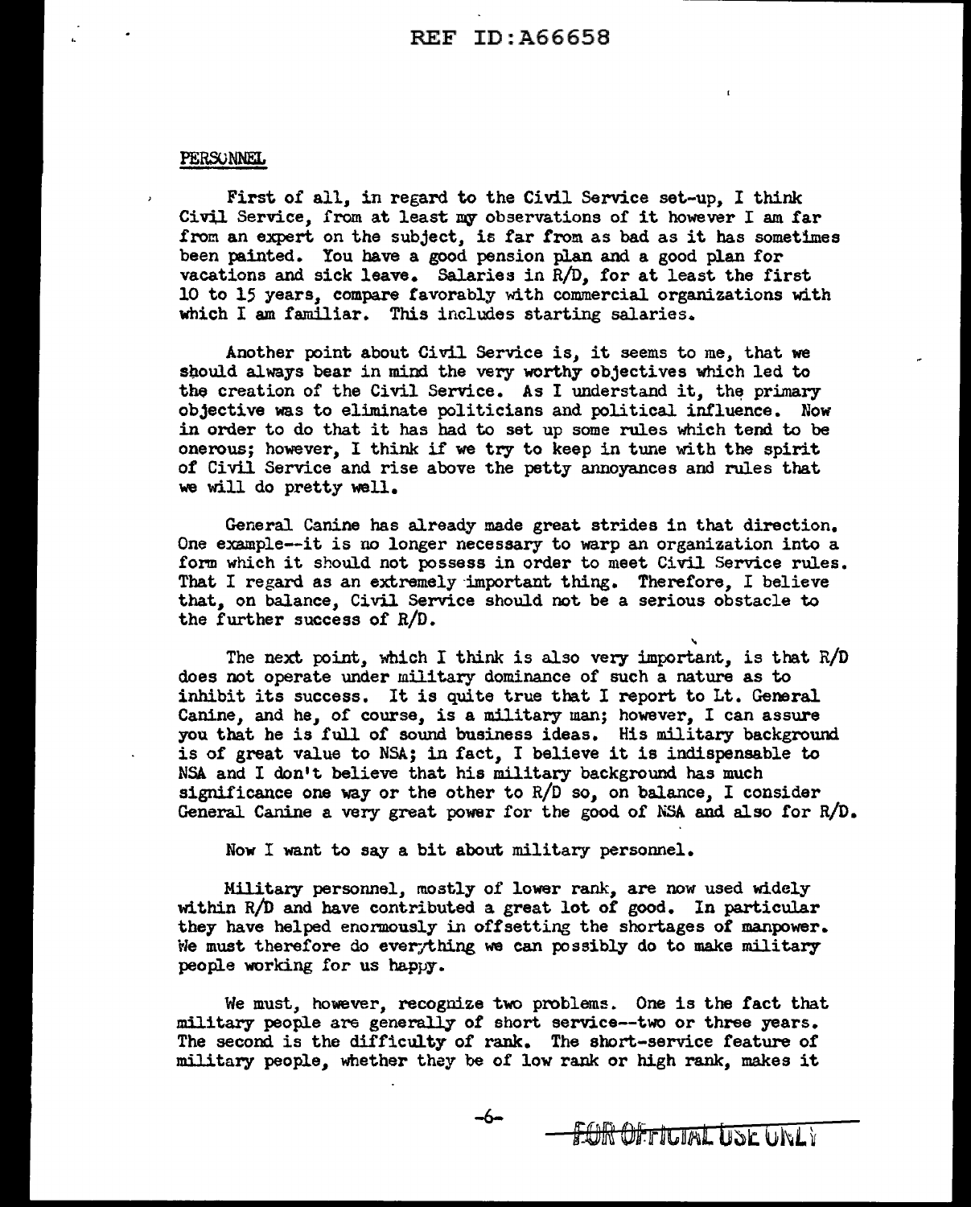PERSONNEL

First of all, in regard to the Civil Service set-up, I think Civil Service, from at least my observations of it however I am far from an expert on the subject, is far from as bad as it has sometimes been painted. You have a good pension plan and a good plan for vacations and sick leave. Salaries in R/D, for at least the first 10 to 15 years, compare favorably with commercial organizations with which I am familiar. This includes starting salaries.

Another point about Civil Service is, it seems to me, that we should always bear in mind the very worthy objectives which led to the creation of the Civil Service. As I understand it, the primary objective was to eliminate politicians and political influence. Now in order to do that it has had to set up some rules which tend to be onerous; however, I think if we try to keep in tune with the spirit of Civil Service and rise above the petty annoyances and rules that we will do pretty well.

General Canine has already made great strides in that direction. One example--it is no longer necessary to warp an organization into a form which it should not possess in order to meet Civil Service rules. That I regard as an extremely important thing. Therefore, I believe that, on balance, Civil Service should not be a serious obstacle to the further success of R/D.

The next point, which I think is also very important, is that R/D does not operate under military dominance of such a nature as to inhibit its success. It is quite true that I report to Lt. General Canine, and he, of course, is a military man; however, I can assure you that he is full of sound business ideas. His military background is of great value to NSA; in fact, I believe it is indispensable to NSA and I don't believe that his military background has much significance one way or the other to R/D so, on balance, I consider General Canine a very great power for the good of NSA and also for R/D.

Now I want to say a bit about military personnel.

Military personnel, mostly of lower rank, are now used widely within R/D and have contributed a great lot of good. In particular they have helped enormously in offsetting the shortages of manpower. We must therefore do everything we can possibly do to make military people working for us happy.

We must, however, recognize two problems. One is the fact that military people are generally of short service--two or three years. The second is the difficulty of rank. The short-service feature of military people, whether they be of low rank or high rank, makes it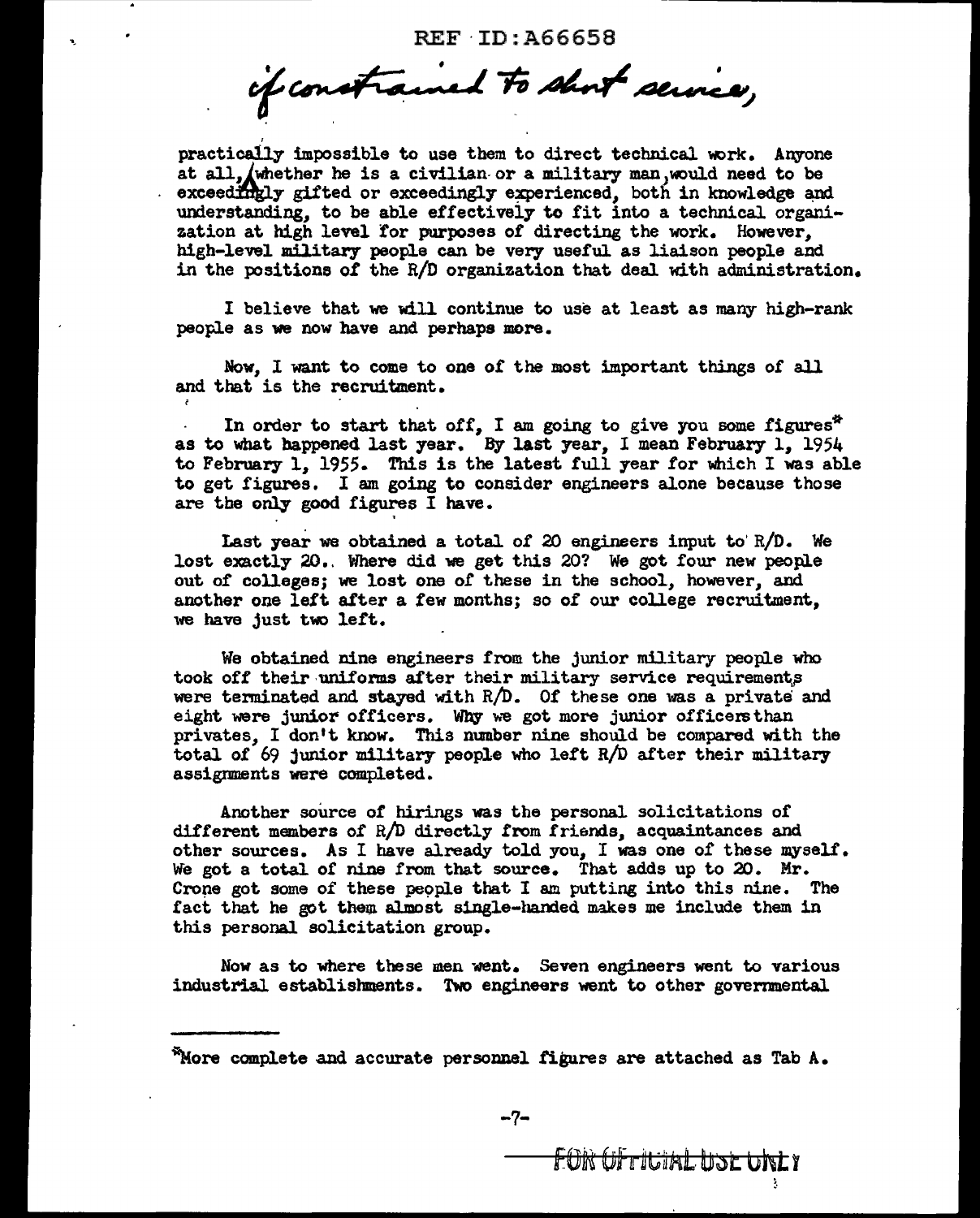if constrained to short service,

practically impossible to use them to direct technical work. Anyone at all, whether he is a civilian or a military man, would need to be exceedingly gifted or exceedingly experienced, both in knowledge and understanding, to be able effectively to fit into a technical organization at high level for purposes of directing the work. However, high-level military people can be very useful as liaison people and in the positions of the R/D organization that deal with administration.

I believe that we will continue to use at least as many high-rank people as we now have and perhaps more.

Now, I want to come to one of the most important things of all and that is the recruitment.

In order to start that off, I am going to give you some figures* as to what happened last year. By last year, I mean February 1, 1954 to February 1, 1955. This is the latest full year for which I was able to get figures. I am going to consider engineers alone because those are the only good figures I have.

Last year we obtained a total of 20 engineers input to R/D. We lost exactly 20. Where did we get this 20? We got four new people out of colleges; we lost one of these in the school, however, and another one left after a few months; so of our college recruitment, we have just two left.

We obtained nine engineers from the junior military people who took off their uniforms after their military service requirements were terminated and stayed with R/D. Of these one was a private and eight were junior officers. Why we got more junior officers than privates, I don't know. This number nine should be compared with the total of 69 junior military people who left R/D after their military assignments were completed.

Another source of hirings was the personal solicitations of different members of R/D directly from friends, acquaintances and other sources. As I have already told you, I was one of these myself. We got a total of nine from that source. That adds up to 20. Mr. Crone got some of these people that I am putting into this nine. The fact that he got them almost single-handed makes me include them in this personal solicitation group.

Now as to where these men went. Seven engineers went to various industrial establishments. Two engineers went to other governmental

*More complete and accurate personnel figures are attached as Tab A.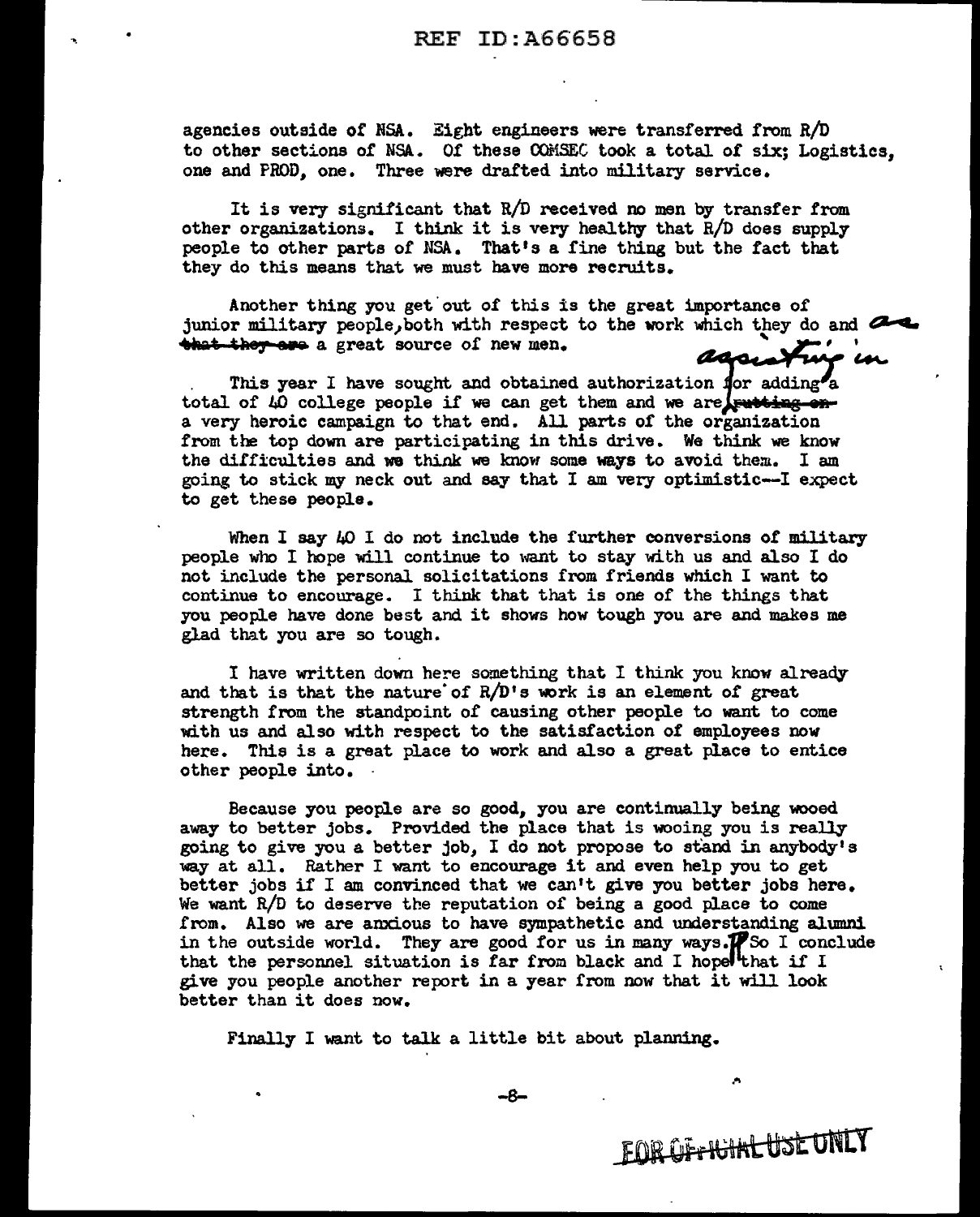agencies outside of NSA. Eight engineers were transferred from R/D to other sections of NSA. Of these COMSEC took a total of six; Logistics, one and PROD, one. Three were drafted into military service.

It is very significant that R/D received no men by transfer from other organizations. I think it is very healthy that R/D does supply people to other parts of NSA. That's a fine thing but the fact that they do this means that we must have more recruits.

Another thing you get out of this is the great importance of junior military people, both with respect to the work which they do and as a great source of new men.

This year I have sought and obtained authorization for adding a total of 40 college people if we can get them and we are assisting in a very heroic campaign to that end. All parts of the organization from the top down are participating in this drive. We think we know the difficulties and we think we know some ways to avoid them. I am going to stick my neck out and say that I am very optimistic--I expect to get these people.

When I say 40 I do not include the further conversions of military people who I hope will continue to want to stay with us and also I do not include the personal solicitations from friends which I want to continue to encourage. I think that that is one of the things that you people have done best and it shows how tough you are and makes me glad that you are so tough.

I have written down here something that I think you know already and that is that the nature of R/D's work is an element of great strength from the standpoint of causing other people to want to come with us and also with respect to the satisfaction of employees now here. This is a great place to work and also a great place to entice other people into.

Because you people are so good, you are continually being wooed away to better jobs. Provided the place that is wooing you is really going to give you a better job, I do not propose to stand in anybody's way at all. Rather I want to encourage it and even help you to get better jobs if I am convinced that we can't give you better jobs here. We want R/D to deserve the reputation of being a good place to come from. Also we are anxious to have sympathetic and understanding alumni in the outside world. They are good for us in many ways.

So I conclude that the personnel situation is far from black and I hope that if I give you people another report in a year from now that it will look better than it does now.

Finally I want to talk a little bit about planning.

FOR OFFICIAL USE ONLY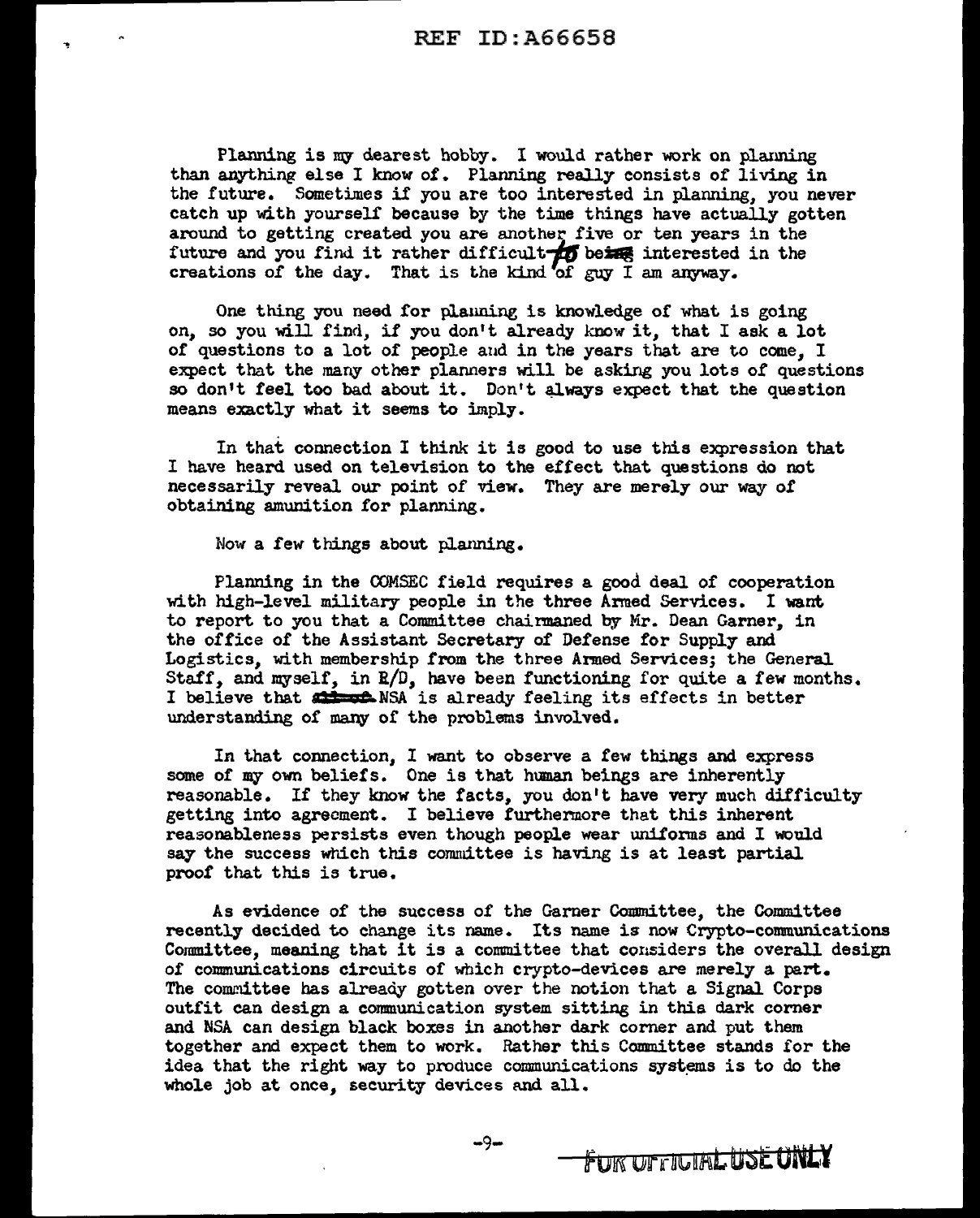Planning is my dearest hobby. I would rather work on planning than anything else I know of. Planning really consists of living in the future. Sometimes if you are too interested in planning, you never catch up with yourself because by the time things have actually gotten around to getting created you are another five or ten years in the future and you find it rather difficult to be interested in the creations of the day. That is the kind of guy I am anyway.

One thing you need for planning is knowledge of what is going on, so you will find, if you don't already know it, that I ask a lot of questions to a lot of people and in the years that are to come, I expect that the many other planners will be asking you lots of questions so don't feel too bad about it. Don't always expect that the question means exactly what it seems to imply.

In that connection I think it is good to use this expression that I have heard used on television to the effect that questions do not necessarily reveal our point of view. They are merely our way of obtaining amunition for planning.

Now a few things about planning.

Planning in the COMSEC field requires a good deal of cooperation with high-level military people in the three Armed Services. I want to report to you that a Committee chairmaned by Mr. Dean Garner, in the office of the Assistant Secretary of Defense for Supply and Logistics, with membership from the three Armed Services; the General Staff, and myself, in R/D, have been functioning for quite a few months. I believe that NSA is already feeling its effects in better understanding of many of the problems involved.

In that connection, I want to observe a few things and express some of my own beliefs. One is that human beings are inherently reasonable. If they know the facts, you don't have very much difficulty getting into agreement. I believe furthermore that this inherent reasonableness persists even though people wear uniforms and I would say the success which this committee is having is at least partial proof that this is true.

As evidence of the success of the Garner Committee, the Committee recently decided to change its name. Its name is now Crypto-communications Committee, meaning that it is a committee that considers the overall design of communications circuits of which crypto-devices are merely a part. The committee has already gotten over the notion that a Signal Corps outfit can design a communication system sitting in this dark corner and NSA can design black boxes in another dark corner and put them together and expect them to work. Rather this Committee stands for the idea that the right way to produce communications systems is to do the whole job at once, security devices and all.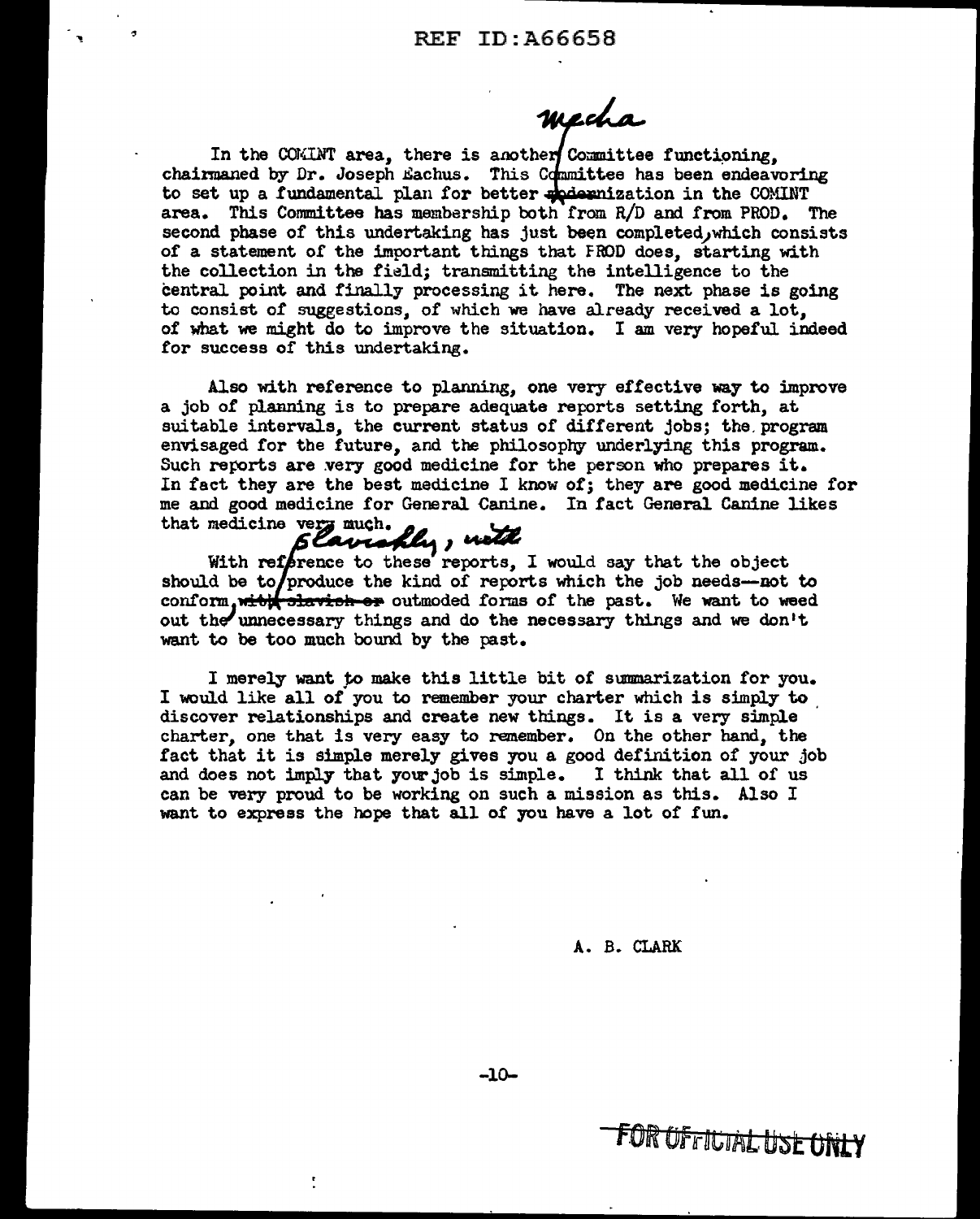In the COMINT area, there is another Committee functioning, chairmaned by Dr. Joseph Eachus. This Committee has been endeavoring to set up a fundamental plan for better mechanization in the COMINT area. This Committee has membership both from R/D and from PROD. The second phase of this undertaking has just been completed, which consists of a statement of the important things that PROD does, starting with the collection in the field; transmitting the intelligence to the central point and finally processing it here. The next phase is going to consist of suggestions, of which we have already received a lot, of what we might do to improve the situation. I am very hopeful indeed for success of this undertaking.

Also with reference to planning, one very effective way to improve a job of planning is to prepare adequate reports setting forth, at suitable intervals, the current status of different jobs; the program envisaged for the future, and the philosophy underlying this program. Such reports are very good medicine for the person who prepares it. In fact they are the best medicine I know of; they are good medicine for me and good medicine for General Canine. In fact General Canine likes that medicine very much.

With reference to these reports, I would say that the object should be to produce the kind of reports which the job needs—not to conform slavishly with outmoded forms of the past. We want to weed out the unnecessary things and do the necessary things and we don't want to be too much bound by the past.

I merely want to make this little bit of summarization for you. I would like all of you to remember your charter which is simply to discover relationships and create new things. It is a very simple charter, one that is very easy to remember. On the other hand, the fact that it is simple merely gives you a good definition of your job and does not imply that your job is simple. I think that all of us can be very proud to be working on such a mission as this. Also I want to express the hope that all of you have a lot of fun.

A. B. CLARK

FOR OFFICIAL USE ONLY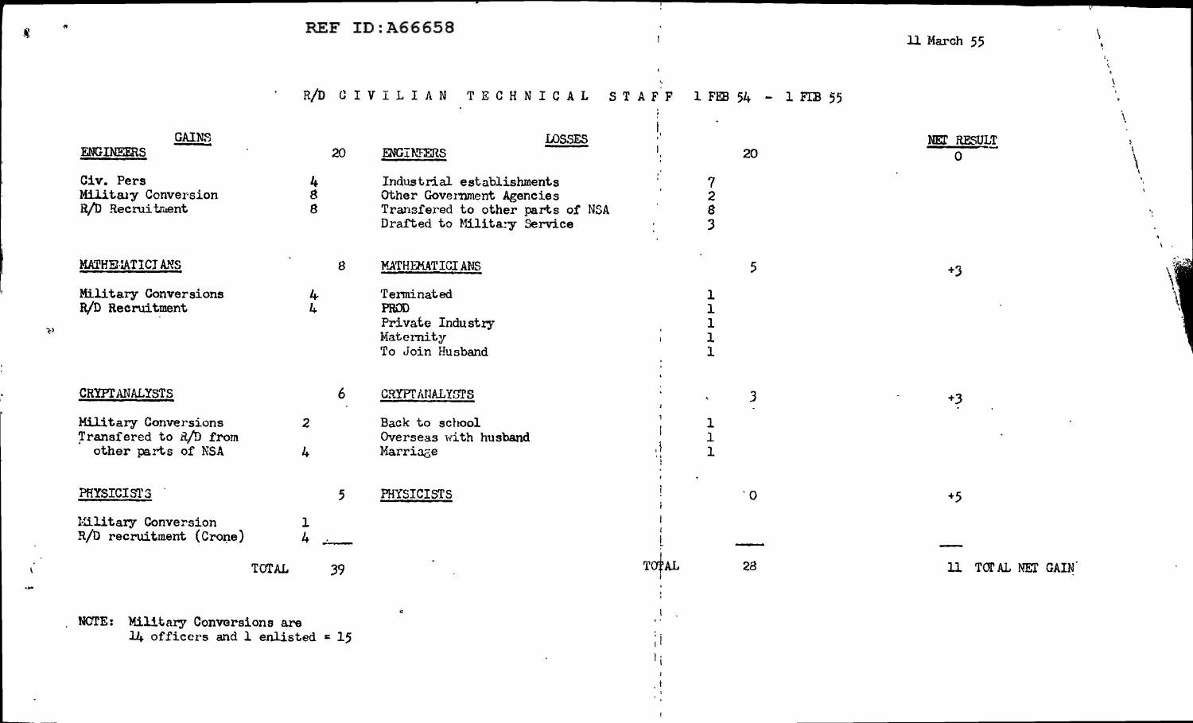REF ID:A66658

11 March 55

## R/D CIVILIAN TECHNICAL STAFF 1 FEB 54 - 1 FEB 55

| GAINS | | | LOSSES | | | NET RESULT |
|---|---|---|---|---|---|---|
| ENGINEERS | | 20 | ENGINEERS | | 20 | 0 |
| Civ. Pers | 4 | | Industrial establishments | 7 | | |
| Military Conversion | 8 | | Other Government Agencies | 2 | | |
| R/D Recruitment | 8 | | Transfered to other parts of NSA | 8 | | |
| | | | Drafted to Military Service | 3 | | |
| MATHEMATICIANS | | 8 | MATHEMATICIANS | | 5 | +3 |
| Military Conversions | 4 | | Terminated | 1 | | |
| R/D Recruitment | 4 | | PROD | 1 | | |
| | | | Private Industry | 1 | | |
| | | | Maternity | 1 | | |
| | | | To Join Husband | 1 | | |
| CRYPTANALYSTS | | 6 | CRYPTANALYSTS | | 3 | +3 |
| Military Conversions | 2 | | Back to school | 1 | | |
| Transfered to R/D from other parts of NSA | 4 | | Overseas with husband | 1 | | |
| | | | Marriage | 1 | | |
| PHYSICISTS | | 5 | PHYSICISTS | | 0 | +5 |
| Military Conversion | 1 | | | | | |
| R/D recruitment (Crone) | 4 | | | | | |
| TOTAL | | 39 | TOTAL | | 28 | 11 TOTAL NET GAIN |

NOTE: Military Conversions are 14 officers and 1 enlisted = 15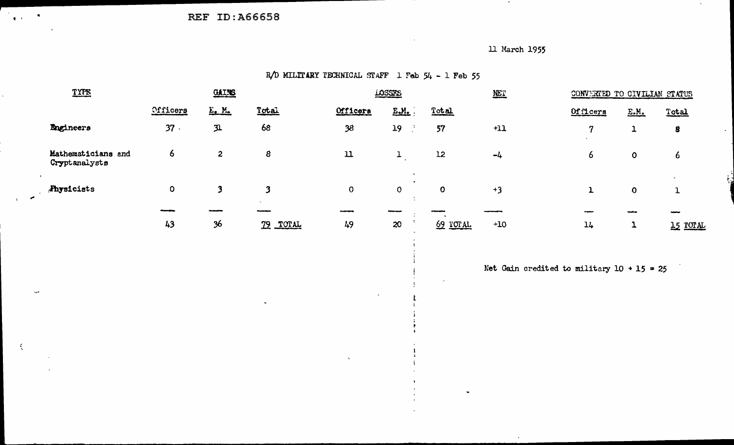REF ID:A66658

11 March 1955

R/D MILITARY TECHNICAL STAFF 1 Feb 54 - 1 Feb 55

| TYPE | GAINS | | | LOSSES | | | NET | CONVERTED TO CIVILIAN STATUS | | |
|---|---|---|---|---|---|---|---|---|---|---|
| | Officers | E. M. | Total | Officers | E.M. | Total | | Officers | E.M. | Total |
| Engineers | 37 | 31 | 68 | 38 | 19 | 57 | +11 | 7 | 1 | 8 |
| Mathematicians and Cryptanalysts | 6 | 2 | 8 | 11 | 1 | 12 | -4 | 6 | 0 | 6 |
| Physicists | 0 | 3 | 3 | 0 | 0 | 0 | +3 | 1 | 0 | 1 |
| | 43 | 36 | 79 TOTAL | 49 | 20 | 69 TOTAL | +10 | 14 | 1 | 15 TOTAL |

Net Gain credited to military 10 + 15 = 25